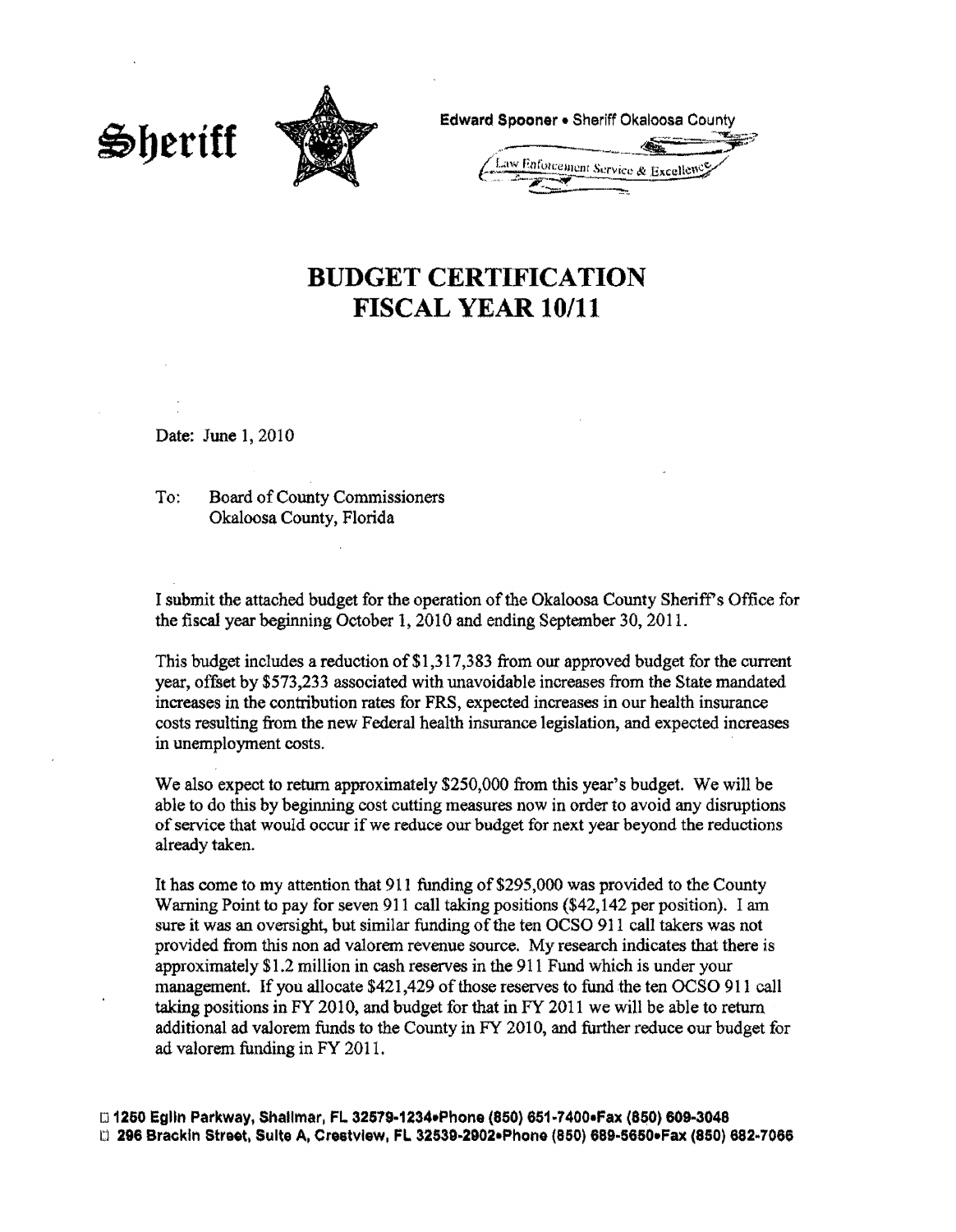Sheriff

Edward Spooner • Sheriff Okaloosa County

Law Enforcement Service & Excellence

# BUDGET CERTIFICATION
# FISCAL YEAR 10/11

Date: June 1, 2010

To: Board of County Commissioners
Okaloosa County, Florida

I submit the attached budget for the operation of the Okaloosa County Sheriff's Office for the fiscal year beginning October 1, 2010 and ending September 30, 2011.

This budget includes a reduction of $1,317,383 from our approved budget for the current year, offset by $573,233 associated with unavoidable increases from the State mandated increases in the contribution rates for FRS, expected increases in our health insurance costs resulting from the new Federal health insurance legislation, and expected increases in unemployment costs.

We also expect to return approximately $250,000 from this year's budget. We will be able to do this by beginning cost cutting measures now in order to avoid any disruptions of service that would occur if we reduce our budget for next year beyond the reductions already taken.

It has come to my attention that 911 funding of $295,000 was provided to the County Warning Point to pay for seven 911 call taking positions ($42,142 per position). I am sure it was an oversight, but similar funding of the ten OCSO 911 call takers was not provided from this non ad valorem revenue source. My research indicates that there is approximately $1.2 million in cash reserves in the 911 Fund which is under your management. If you allocate $421,429 of those reserves to fund the ten OCSO 911 call taking positions in FY 2010, and budget for that in FY 2011 we will be able to return additional ad valorem funds to the County in FY 2010, and further reduce our budget for ad valorem funding in FY 2011.

☐ 1250 Eglin Parkway, Shalimar, FL 32579-1234•Phone (850) 651-7400•Fax (850) 609-3048
☐ 296 Brackin Street, Suite A, Crestview, FL 32539-2902•Phone (850) 689-5650•Fax (850) 682-7066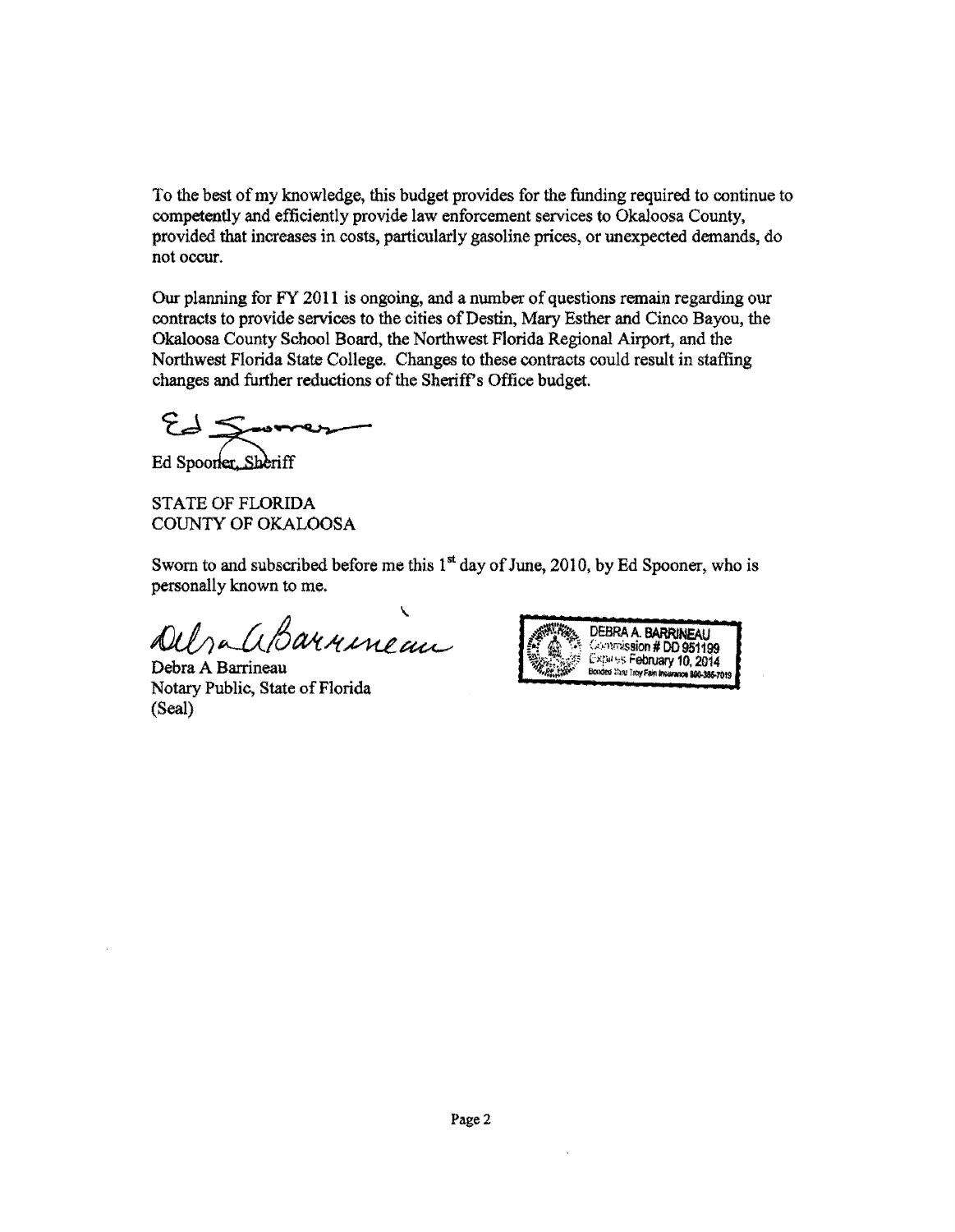To the best of my knowledge, this budget provides for the funding required to continue to competently and efficiently provide law enforcement services to Okaloosa County, provided that increases in costs, particularly gasoline prices, or unexpected demands, do not occur.

Our planning for FY 2011 is ongoing, and a number of questions remain regarding our contracts to provide services to the cities of Destin, Mary Esther and Cinco Bayou, the Okaloosa County School Board, the Northwest Florida Regional Airport, and the Northwest Florida State College. Changes to these contracts could result in staffing changes and further reductions of the Sheriff's Office budget.

Ed Spooner

Ed Spooner, Sheriff

STATE OF FLORIDA
COUNTY OF OKALOOSA

Sworn to and subscribed before me this 1st day of June, 2010, by Ed Spooner, who is personally known to me.

Debra A Barrineau

Debra A Barrineau
Notary Public, State of Florida
(Seal)

DEBRA A. BARRINEAU
Commission # DD 951199
Expires February 10, 2014
Bonded Thru Troy Fain Insurance 800-385-7019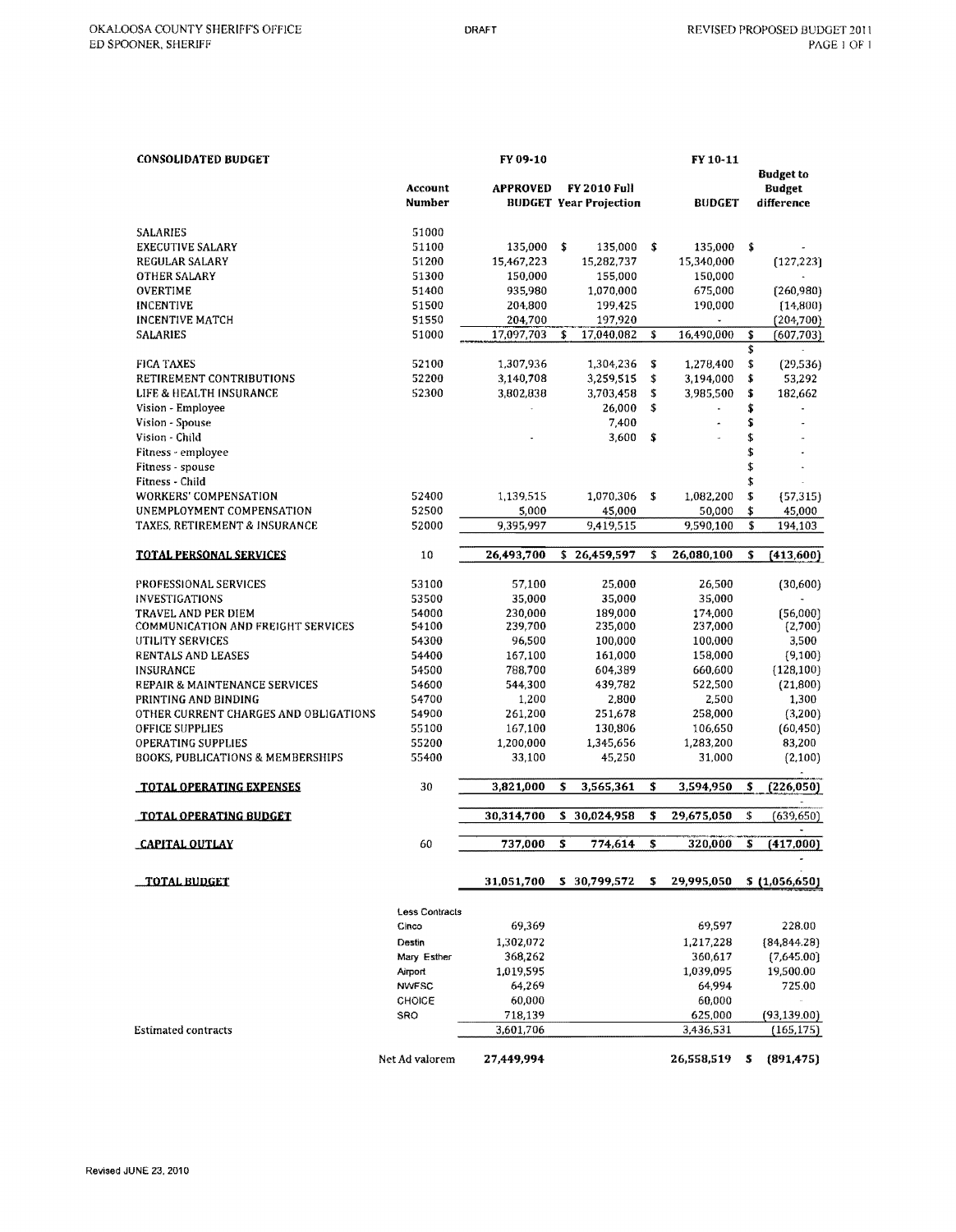OKALOOSA COUNTY SHERIFF'S OFFICE
ED SPOONER, SHERIFF

DRAFT

REVISED PROPOSED BUDGET 2011

| CONSOLIDATED BUDGET | | FY 09-10 | | FY 10-11 | |
|---|---|---|---|---|---|
| | Account Number | APPROVED BUDGET | FY 2010 Full Year Projection | BUDGET | Budget to Budget difference |
| SALARIES | 51000 | | | | |
| EXECUTIVE SALARY | 51100 | 135,000 | $ 135,000 | $ 135,000 | $ - |
| REGULAR SALARY | 51200 | 15,467,223 | 15,282,737 | 15,340,000 | (127,223) |
| OTHER SALARY | 51300 | 150,000 | 155,000 | 150,000 | - |
| OVERTIME | 51400 | 935,980 | 1,070,000 | 675,000 | (260,980) |
| INCENTIVE | 51500 | 204,800 | 199,425 | 190,000 | (14,800) |
| INCENTIVE MATCH | 51550 | 204,700 | 197,920 | - | (204,700) |
| SALARIES | 51000 | 17,097,703 | $ 17,040,082 | $ 16,490,000 | $ (607,703) |
| | | | | | $ - |
| FICA TAXES | 52100 | 1,307,936 | 1,304,236 | $ 1,278,400 | $ (29,536) |
| RETIREMENT CONTRIBUTIONS | 52200 | 3,140,708 | 3,259,515 | $ 3,194,000 | $ 53,292 |
| LIFE & HEALTH INSURANCE | 52300 | 3,802,838 | 3,703,458 | $ 3,985,500 | $ 182,662 |
| Vision - Employee | | - | 26,000 | $ - | $ - |
| Vision - Spouse | | | 7,400 | - | $ - |
| Vision - Child | | - | 3,600 | $ - | $ - |
| Fitness - employee | | | | | $ - |
| Fitness - spouse | | | | | $ - |
| Fitness - Child | | | | | $ - |
| WORKERS' COMPENSATION | 52400 | 1,139,515 | 1,070,306 | $ 1,082,200 | $ (57,315) |
| UNEMPLOYMENT COMPENSATION | 52500 | 5,000 | 45,000 | 50,000 | $ 45,000 |
| TAXES, RETIREMENT & INSURANCE | 52000 | 9,395,997 | 9,419,515 | 9,590,100 | $ 194,103 |
| **TOTAL PERSONAL SERVICES** | 10 | 26,493,700 | $ 26,459,597 | $ 26,080,100 | $ (413,600) |
| PROFESSIONAL SERVICES | 53100 | 57,100 | 25,000 | 26,500 | (30,600) |
| INVESTIGATIONS | 53500 | 35,000 | 35,000 | 35,000 | - |
| TRAVEL AND PER DIEM | 54000 | 230,000 | 189,000 | 174,000 | (56,000) |
| COMMUNICATION AND FREIGHT SERVICES | 54100 | 239,700 | 235,000 | 237,000 | (2,700) |
| UTILITY SERVICES | 54300 | 96,500 | 100,000 | 100,000 | 3,500 |
| RENTALS AND LEASES | 54400 | 167,100 | 161,000 | 158,000 | (9,100) |
| INSURANCE | 54500 | 788,700 | 604,389 | 660,600 | (128,100) |
| REPAIR & MAINTENANCE SERVICES | 54600 | 544,300 | 439,782 | 522,500 | (21,800) |
| PRINTING AND BINDING | 54700 | 1,200 | 2,800 | 2,500 | 1,300 |
| OTHER CURRENT CHARGES AND OBLIGATIONS | 54900 | 261,200 | 251,678 | 258,000 | (3,200) |
| OFFICE SUPPLIES | 55100 | 167,100 | 130,806 | 106,650 | (60,450) |
| OPERATING SUPPLIES | 55200 | 1,200,000 | 1,345,656 | 1,283,200 | 83,200 |
| BOOKS, PUBLICATIONS & MEMBERSHIPS | 55400 | 33,100 | 45,250 | 31,000 | (2,100) |
| **TOTAL OPERATING EXPENSES** | 30 | 3,821,000 | $ 3,565,361 | $ 3,594,950 | $ (226,050) |
| **TOTAL OPERATING BUDGET** | | 30,314,700 | $ 30,024,958 | $ 29,675,050 | $ (639,650) |
| **CAPITAL OUTLAY** | 60 | 737,000 | $ 774,614 | $ 320,000 | $ (417,000) |
| **TOTAL BUDGET** | | 31,051,700 | $ 30,799,572 | $ 29,995,050 | $ (1,056,650) |
| | Less Contracts | | | | |
| | Cinco | 69,369 | | 69,597 | 228.00 |
| | Destin | 1,302,072 | | 1,217,228 | (84,844.28) |
| | Mary Esther | 368,262 | | 360,617 | (7,645.00) |
| | Airport | 1,019,595 | | 1,039,095 | 19,500.00 |
| | NWFSC | 64,269 | | 64,994 | 725.00 |
| | CHOICE | 60,000 | | 60,000 | - |
| | SRO | 718,139 | | 625,000 | (93,139.00) |
| Estimated contracts | | 3,601,706 | | 3,436,531 | (165,175) |
| | Net Ad valorem | 27,449,994 | | 26,558,519 | $ (891,475) |

Revised JUNE 23, 2010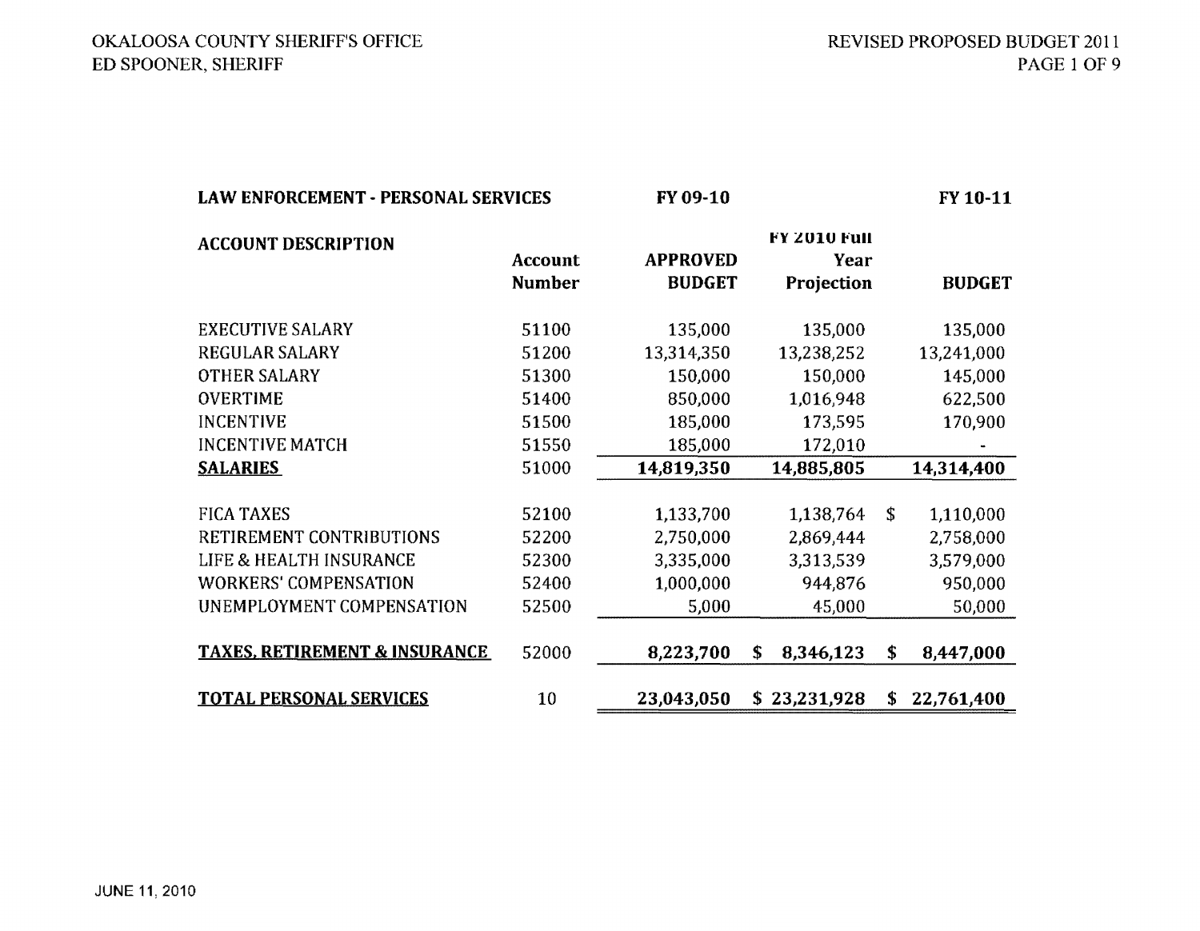| LAW ENFORCEMENT - PERSONAL SERVICES | | FY 09-10 | | FY 10-11 |
|---|---|---|---|---|
| ACCOUNT DESCRIPTION | Account Number | APPROVED BUDGET | FY 2010 Full Year Projection | BUDGET |
| EXECUTIVE SALARY | 51100 | 135,000 | 135,000 | 135,000 |
| REGULAR SALARY | 51200 | 13,314,350 | 13,238,252 | 13,241,000 |
| OTHER SALARY | 51300 | 150,000 | 150,000 | 145,000 |
| OVERTIME | 51400 | 850,000 | 1,016,948 | 622,500 |
| INCENTIVE | 51500 | 185,000 | 173,595 | 170,900 |
| INCENTIVE MATCH | 51550 | 185,000 | 172,010 | - |
| **SALARIES** | 51000 | **14,819,350** | **14,885,805** | **14,314,400** |
| FICA TAXES | 52100 | 1,133,700 | 1,138,764 | $ 1,110,000 |
| RETIREMENT CONTRIBUTIONS | 52200 | 2,750,000 | 2,869,444 | 2,758,000 |
| LIFE & HEALTH INSURANCE | 52300 | 3,335,000 | 3,313,539 | 3,579,000 |
| WORKERS' COMPENSATION | 52400 | 1,000,000 | 944,876 | 950,000 |
| UNEMPLOYMENT COMPENSATION | 52500 | 5,000 | 45,000 | 50,000 |
| **TAXES, RETIREMENT & INSURANCE** | 52000 | **8,223,700** | **$ 8,346,123** | **$ 8,447,000** |
| **TOTAL PERSONAL SERVICES** | 10 | **23,043,050** | **$ 23,231,928** | **$ 22,761,400** |

JUNE 11, 2010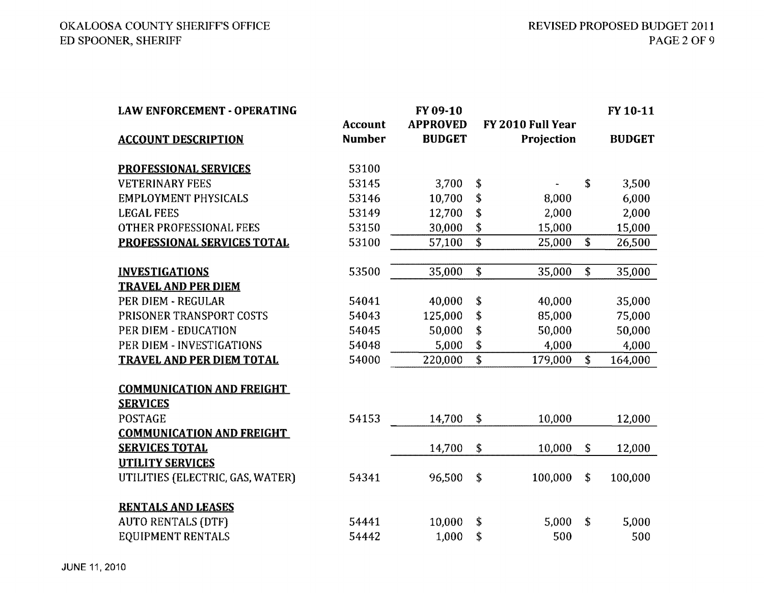OKALOOSA COUNTY SHERIFF'S OFFICE
ED SPOONER, SHERIFF

REVISED PROPOSED BUDGET 2011

| LAW ENFORCEMENT - OPERATING<br>ACCOUNT DESCRIPTION | Account Number | FY 09-10 APPROVED BUDGET | | FY 2010 Full Year Projection | | FY 10-11 BUDGET |
|---|---|---|---|---|---|---|
| **PROFESSIONAL SERVICES** | 53100 | | | | | |
| VETERINARY FEES | 53145 | 3,700 | $ | - | $ | 3,500 |
| EMPLOYMENT PHYSICALS | 53146 | 10,700 | $ | 8,000 | | 6,000 |
| LEGAL FEES | 53149 | 12,700 | $ | 2,000 | | 2,000 |
| OTHER PROFESSIONAL FEES | 53150 | 30,000 | $ | 15,000 | | 15,000 |
| **PROFESSIONAL SERVICES TOTAL** | 53100 | 57,100 | $ | 25,000 | $ | 26,500 |
| **INVESTIGATIONS** | 53500 | 35,000 | $ | 35,000 | $ | 35,000 |
| **TRAVEL AND PER DIEM** | | | | | | |
| PER DIEM - REGULAR | 54041 | 40,000 | $ | 40,000 | | 35,000 |
| PRISONER TRANSPORT COSTS | 54043 | 125,000 | $ | 85,000 | | 75,000 |
| PER DIEM - EDUCATION | 54045 | 50,000 | $ | 50,000 | | 50,000 |
| PER DIEM - INVESTIGATIONS | 54048 | 5,000 | $ | 4,000 | | 4,000 |
| **TRAVEL AND PER DIEM TOTAL** | 54000 | 220,000 | $ | 179,000 | $ | 164,000 |
| **COMMUNICATION AND FREIGHT SERVICES** | | | | | | |
| POSTAGE | 54153 | 14,700 | $ | 10,000 | | 12,000 |
| **COMMUNICATION AND FREIGHT SERVICES TOTAL** | | 14,700 | $ | 10,000 | $ | 12,000 |
| **UTILITY SERVICES** | | | | | | |
| UTILITIES (ELECTRIC, GAS, WATER) | 54341 | 96,500 | $ | 100,000 | $ | 100,000 |
| **RENTALS AND LEASES** | | | | | | |
| AUTO RENTALS (DTF) | 54441 | 10,000 | $ | 5,000 | $ | 5,000 |
| EQUIPMENT RENTALS | 54442 | 1,000 | $ | 500 | | 500 |

JUNE 11, 2010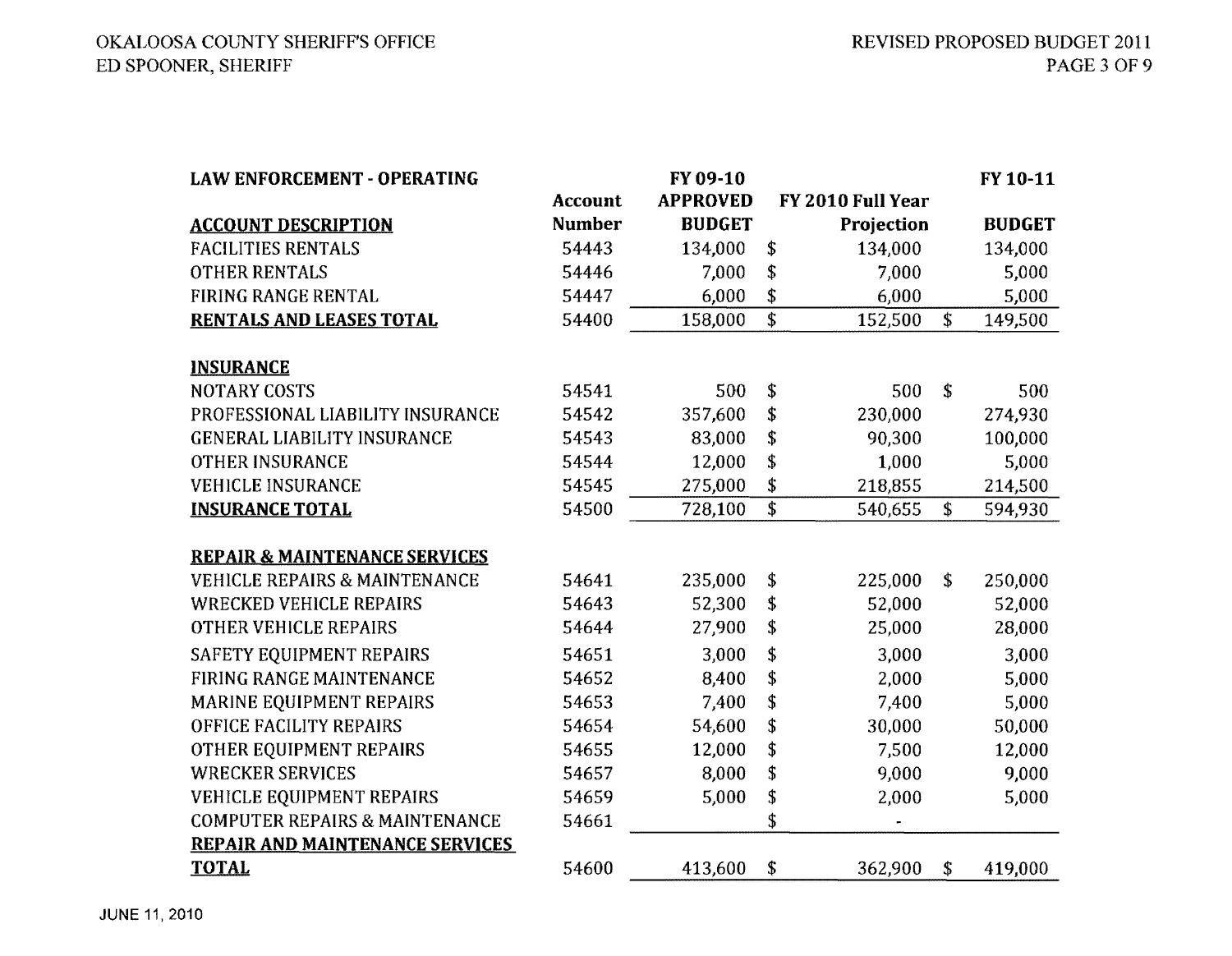| LAW ENFORCEMENT - OPERATING | Account | FY 09-10 APPROVED | FY 2010 Full Year | FY 10-11 |
|---|---|---|---|---|
| **ACCOUNT DESCRIPTION** | **Number** | **BUDGET** | **Projection** | **BUDGET** |
| FACILITIES RENTALS | 54443 | 134,000 | $ 134,000 | 134,000 |
| OTHER RENTALS | 54446 | 7,000 | $ 7,000 | 5,000 |
| FIRING RANGE RENTAL | 54447 | 6,000 | $ 6,000 | 5,000 |
| **RENTALS AND LEASES TOTAL** | 54400 | 158,000 | $ 152,500 | $ 149,500 |
| | | | | |
| **INSURANCE** | | | | |
| NOTARY COSTS | 54541 | 500 | $ 500 | $ 500 |
| PROFESSIONAL LIABILITY INSURANCE | 54542 | 357,600 | $ 230,000 | 274,930 |
| GENERAL LIABILITY INSURANCE | 54543 | 83,000 | $ 90,300 | 100,000 |
| OTHER INSURANCE | 54544 | 12,000 | $ 1,000 | 5,000 |
| VEHICLE INSURANCE | 54545 | 275,000 | $ 218,855 | 214,500 |
| **INSURANCE TOTAL** | 54500 | 728,100 | $ 540,655 | $ 594,930 |
| | | | | |
| **REPAIR & MAINTENANCE SERVICES** | | | | |
| VEHICLE REPAIRS & MAINTENANCE | 54641 | 235,000 | $ 225,000 | $ 250,000 |
| WRECKED VEHICLE REPAIRS | 54643 | 52,300 | $ 52,000 | 52,000 |
| OTHER VEHICLE REPAIRS | 54644 | 27,900 | $ 25,000 | 28,000 |
| SAFETY EQUIPMENT REPAIRS | 54651 | 3,000 | $ 3,000 | 3,000 |
| FIRING RANGE MAINTENANCE | 54652 | 8,400 | $ 2,000 | 5,000 |
| MARINE EQUIPMENT REPAIRS | 54653 | 7,400 | $ 7,400 | 5,000 |
| OFFICE FACILITY REPAIRS | 54654 | 54,600 | $ 30,000 | 50,000 |
| OTHER EQUIPMENT REPAIRS | 54655 | 12,000 | $ 7,500 | 12,000 |
| WRECKER SERVICES | 54657 | 8,000 | $ 9,000 | 9,000 |
| VEHICLE EQUIPMENT REPAIRS | 54659 | 5,000 | $ 2,000 | 5,000 |
| COMPUTER REPAIRS & MAINTENANCE | 54661 | | $ - | |
| **REPAIR AND MAINTENANCE SERVICES TOTAL** | 54600 | 413,600 | $ 362,900 | $ 419,000 |

JUNE 11, 2010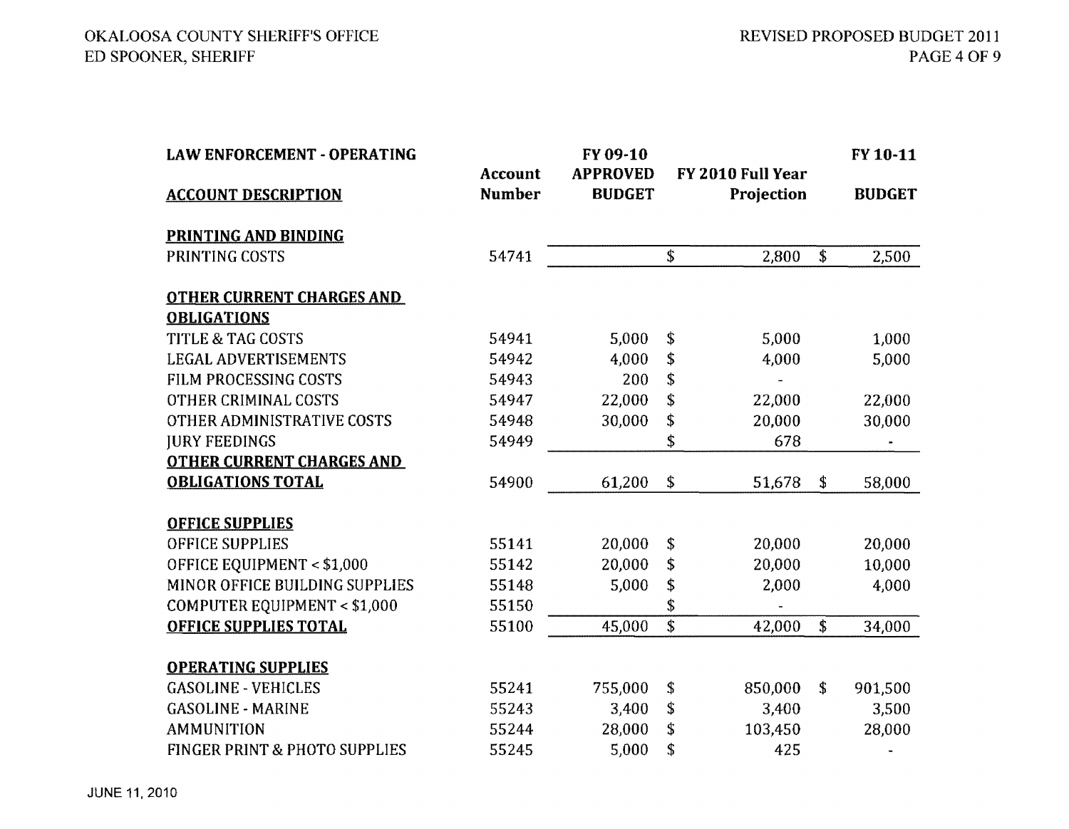| LAW ENFORCEMENT - OPERATING<br>ACCOUNT DESCRIPTION | Account Number | FY 09-10 APPROVED BUDGET | FY 2010 Full Year Projection | FY 10-11 BUDGET |
|---|---|---|---|---|
| **PRINTING AND BINDING** | | | | |
| PRINTING COSTS | 54741 | | $ 2,800 | $ 2,500 |
| **OTHER CURRENT CHARGES AND OBLIGATIONS** | | | | |
| TITLE & TAG COSTS | 54941 | 5,000 | $ 5,000 | 1,000 |
| LEGAL ADVERTISEMENTS | 54942 | 4,000 | $ 4,000 | 5,000 |
| FILM PROCESSING COSTS | 54943 | 200 | $ - | |
| OTHER CRIMINAL COSTS | 54947 | 22,000 | $ 22,000 | 22,000 |
| OTHER ADMINISTRATIVE COSTS | 54948 | 30,000 | $ 20,000 | 30,000 |
| JURY FEEDINGS | 54949 | | $ 678 | - |
| **OTHER CURRENT CHARGES AND OBLIGATIONS TOTAL** | 54900 | 61,200 | $ 51,678 | $ 58,000 |
| **OFFICE SUPPLIES** | | | | |
| OFFICE SUPPLIES | 55141 | 20,000 | $ 20,000 | 20,000 |
| OFFICE EQUIPMENT < $1,000 | 55142 | 20,000 | $ 20,000 | 10,000 |
| MINOR OFFICE BUILDING SUPPLIES | 55148 | 5,000 | $ 2,000 | 4,000 |
| COMPUTER EQUIPMENT < $1,000 | 55150 | | $ - | |
| **OFFICE SUPPLIES TOTAL** | 55100 | 45,000 | $ 42,000 | $ 34,000 |
| **OPERATING SUPPLIES** | | | | |
| GASOLINE - VEHICLES | 55241 | 755,000 | $ 850,000 | $ 901,500 |
| GASOLINE - MARINE | 55243 | 3,400 | $ 3,400 | 3,500 |
| AMMUNITION | 55244 | 28,000 | $ 103,450 | 28,000 |
| FINGER PRINT & PHOTO SUPPLIES | 55245 | 5,000 | $ 425 | - |

JUNE 11, 2010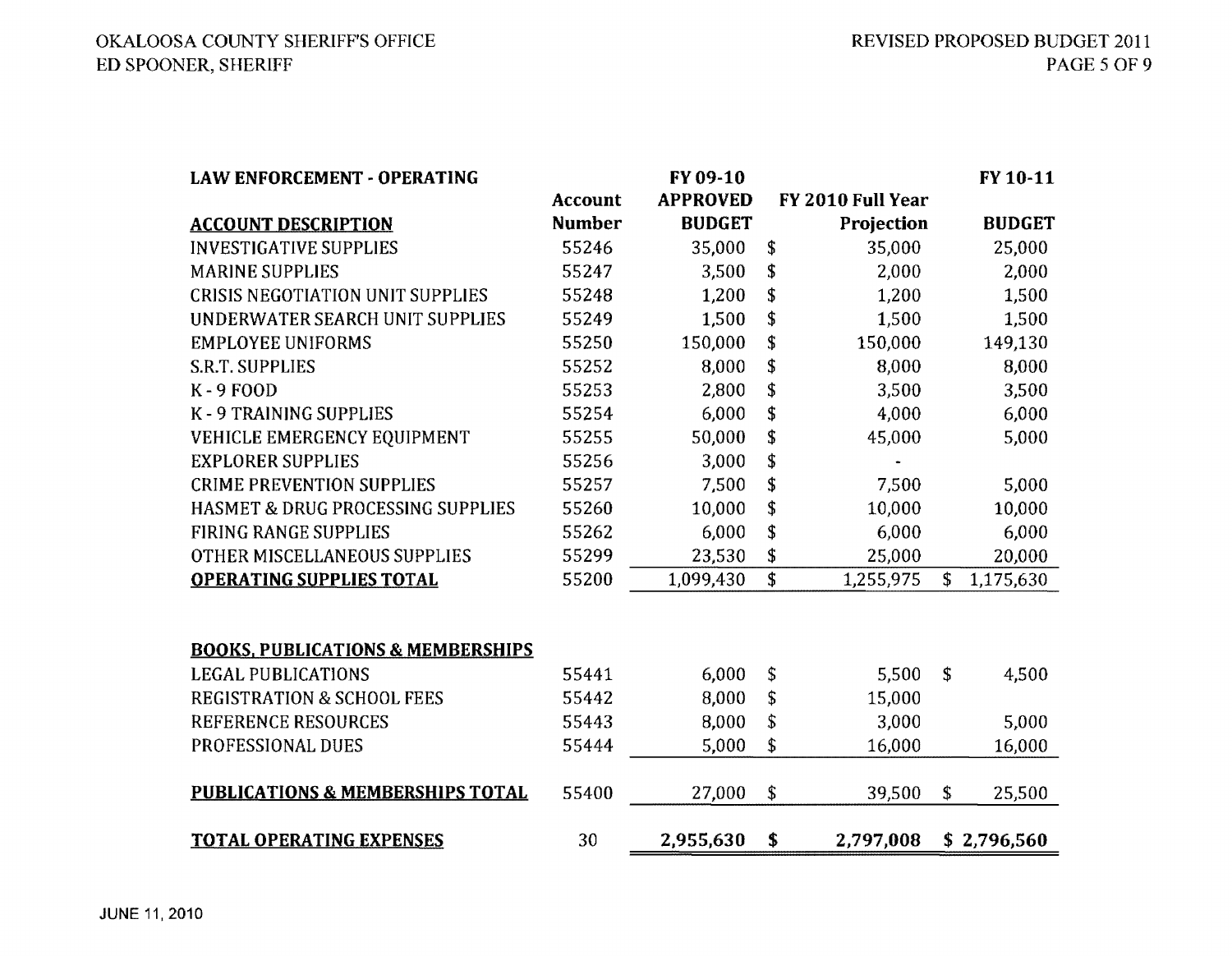| LAW ENFORCEMENT - OPERATING | | FY 09-10 | | | FY 10-11 |
|---|---|---|---|---|---|
| | Account | APPROVED | | FY 2010 Full Year | |
| ACCOUNT DESCRIPTION | Number | BUDGET | | Projection | BUDGET |
| INVESTIGATIVE SUPPLIES | 55246 | 35,000 | $ | 35,000 | 25,000 |
| MARINE SUPPLIES | 55247 | 3,500 | $ | 2,000 | 2,000 |
| CRISIS NEGOTIATION UNIT SUPPLIES | 55248 | 1,200 | $ | 1,200 | 1,500 |
| UNDERWATER SEARCH UNIT SUPPLIES | 55249 | 1,500 | $ | 1,500 | 1,500 |
| EMPLOYEE UNIFORMS | 55250 | 150,000 | $ | 150,000 | 149,130 |
| S.R.T. SUPPLIES | 55252 | 8,000 | $ | 8,000 | 8,000 |
| K - 9 FOOD | 55253 | 2,800 | $ | 3,500 | 3,500 |
| K - 9 TRAINING SUPPLIES | 55254 | 6,000 | $ | 4,000 | 6,000 |
| VEHICLE EMERGENCY EQUIPMENT | 55255 | 50,000 | $ | 45,000 | 5,000 |
| EXPLORER SUPPLIES | 55256 | 3,000 | $ | - | |
| CRIME PREVENTION SUPPLIES | 55257 | 7,500 | $ | 7,500 | 5,000 |
| HASMET & DRUG PROCESSING SUPPLIES | 55260 | 10,000 | $ | 10,000 | 10,000 |
| FIRING RANGE SUPPLIES | 55262 | 6,000 | $ | 6,000 | 6,000 |
| OTHER MISCELLANEOUS SUPPLIES | 55299 | 23,530 | $ | 25,000 | 20,000 |
| **OPERATING SUPPLIES TOTAL** | 55200 | 1,099,430 | $ | 1,255,975 | $ 1,175,630 |
| | | | | | |
| **BOOKS, PUBLICATIONS & MEMBERSHIPS** | | | | | |
| LEGAL PUBLICATIONS | 55441 | 6,000 | $ | 5,500 | $ 4,500 |
| REGISTRATION & SCHOOL FEES | 55442 | 8,000 | $ | 15,000 | |
| REFERENCE RESOURCES | 55443 | 8,000 | $ | 3,000 | 5,000 |
| PROFESSIONAL DUES | 55444 | 5,000 | $ | 16,000 | 16,000 |
| | | | | | |
| **PUBLICATIONS & MEMBERSHIPS TOTAL** | 55400 | 27,000 | $ | 39,500 | $ 25,500 |
| | | | | | |
| **TOTAL OPERATING EXPENSES** | 30 | **2,955,630** | **$** | **2,797,008** | **$ 2,796,560** |

JUNE 11, 2010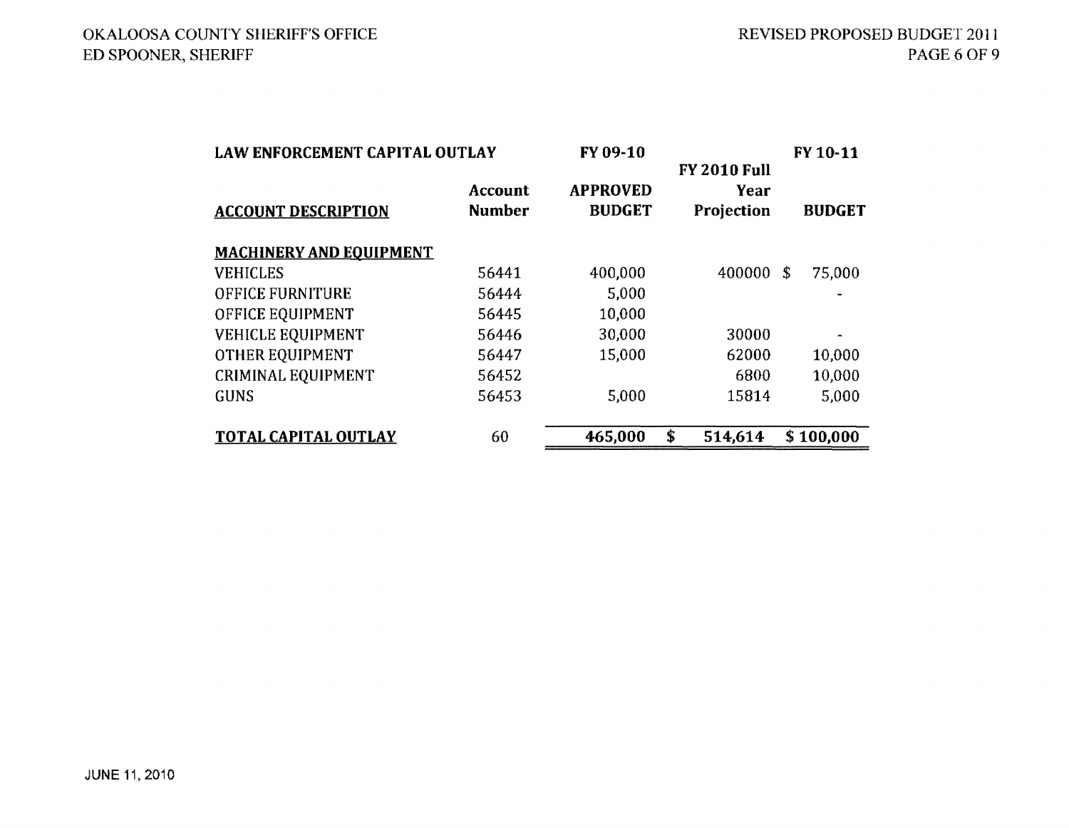| LAW ENFORCEMENT CAPITAL OUTLAY | | FY 09-10 | | FY 10-11 |
|---|---|---|---|---|
| ACCOUNT DESCRIPTION | Account Number | APPROVED BUDGET | FY 2010 Full Year Projection | BUDGET |
| **MACHINERY AND EQUIPMENT** | | | | |
| VEHICLES | 56441 | 400,000 | 400000 | $ 75,000 |
| OFFICE FURNITURE | 56444 | 5,000 | | - |
| OFFICE EQUIPMENT | 56445 | 10,000 | | |
| VEHICLE EQUIPMENT | 56446 | 30,000 | 30000 | - |
| OTHER EQUIPMENT | 56447 | 15,000 | 62000 | 10,000 |
| CRIMINAL EQUIPMENT | 56452 | | 6800 | 10,000 |
| GUNS | 56453 | 5,000 | 15814 | 5,000 |
| **TOTAL CAPITAL OUTLAY** | 60 | **465,000** | **$ 514,614** | **$ 100,000** |

JUNE 11, 2010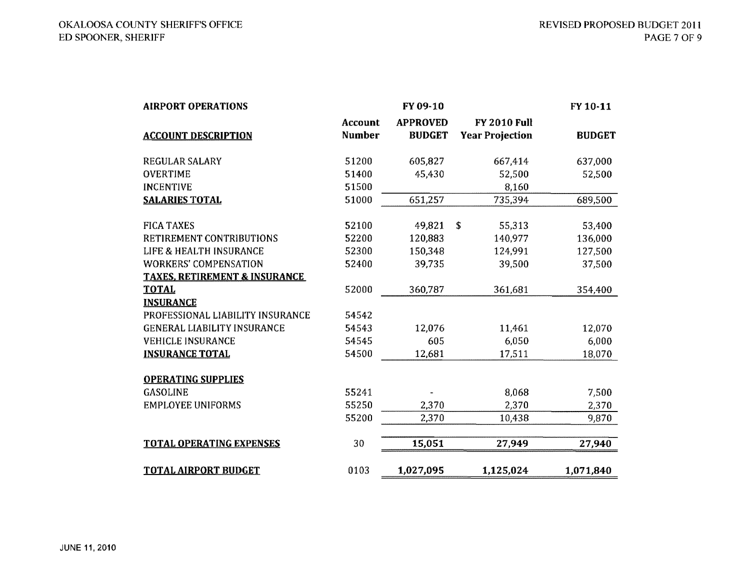| AIRPORT OPERATIONS | | FY 09-10 | | FY 10-11 |
|---|---|---|---|---|
| **ACCOUNT DESCRIPTION** | **Account Number** | **APPROVED BUDGET** | **FY 2010 Full Year Projection** | **BUDGET** |
| REGULAR SALARY | 51200 | 605,827 | 667,414 | 637,000 |
| OVERTIME | 51400 | 45,430 | 52,500 | 52,500 |
| INCENTIVE | 51500 | | 8,160 | |
| **SALARIES TOTAL** | 51000 | 651,257 | 735,394 | 689,500 |
| FICA TAXES | 52100 | 49,821 | $ 55,313 | 53,400 |
| RETIREMENT CONTRIBUTIONS | 52200 | 120,883 | 140,977 | 136,000 |
| LIFE & HEALTH INSURANCE | 52300 | 150,348 | 124,991 | 127,500 |
| WORKERS' COMPENSATION | 52400 | 39,735 | 39,500 | 37,500 |
| **TAXES, RETIREMENT & INSURANCE TOTAL** | 52000 | 360,787 | 361,681 | 354,400 |
| **INSURANCE** | | | | |
| PROFESSIONAL LIABILITY INSURANCE | 54542 | | | |
| GENERAL LIABILITY INSURANCE | 54543 | 12,076 | 11,461 | 12,070 |
| VEHICLE INSURANCE | 54545 | 605 | 6,050 | 6,000 |
| **INSURANCE TOTAL** | 54500 | 12,681 | 17,511 | 18,070 |
| **OPERATING SUPPLIES** | | | | |
| GASOLINE | 55241 | - | 8,068 | 7,500 |
| EMPLOYEE UNIFORMS | 55250 | 2,370 | 2,370 | 2,370 |
| | 55200 | 2,370 | 10,438 | 9,870 |
| **TOTAL OPERATING EXPENSES** | 30 | **15,051** | **27,949** | **27,940** |
| **TOTAL AIRPORT BUDGET** | 0103 | **1,027,095** | **1,125,024** | **1,071,840** |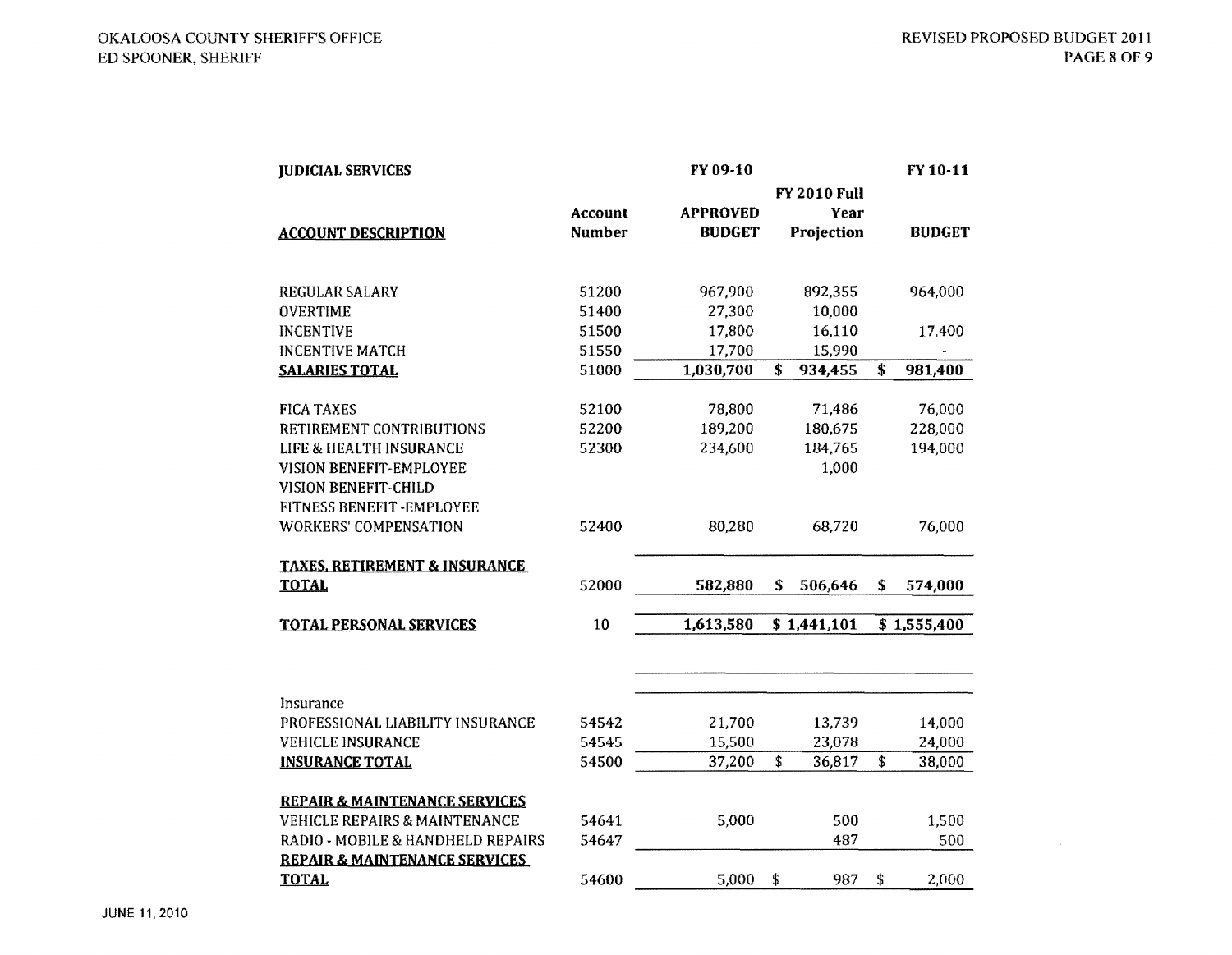| JUDICIAL SERVICES | | FY 09-10 | | FY 10-11 |
|---|---|---|---|---|
| **ACCOUNT DESCRIPTION** | Account Number | APPROVED BUDGET | FY 2010 Full Year Projection | BUDGET |
| REGULAR SALARY | 51200 | 967,900 | 892,355 | 964,000 |
| OVERTIME | 51400 | 27,300 | 10,000 | |
| INCENTIVE | 51500 | 17,800 | 16,110 | 17,400 |
| INCENTIVE MATCH | 51550 | 17,700 | 15,990 | - |
| **SALARIES TOTAL** | 51000 | **1,030,700** | **$ 934,455** | **$ 981,400** |
| FICA TAXES | 52100 | 78,800 | 71,486 | 76,000 |
| RETIREMENT CONTRIBUTIONS | 52200 | 189,200 | 180,675 | 228,000 |
| LIFE & HEALTH INSURANCE | 52300 | 234,600 | 184,765 | 194,000 |
| VISION BENEFIT-EMPLOYEE | | | 1,000 | |
| VISION BENEFIT-CHILD | | | | |
| FITNESS BENEFIT -EMPLOYEE | | | | |
| WORKERS' COMPENSATION | 52400 | 80,280 | 68,720 | 76,000 |
| **TAXES, RETIREMENT & INSURANCE TOTAL** | 52000 | **582,880** | **$ 506,646** | **$ 574,000** |
| **TOTAL PERSONAL SERVICES** | 10 | **1,613,580** | **$ 1,441,101** | **$ 1,555,400** |
| Insurance | | | | |
| PROFESSIONAL LIABILITY INSURANCE | 54542 | 21,700 | 13,739 | 14,000 |
| VEHICLE INSURANCE | 54545 | 15,500 | 23,078 | 24,000 |
| **INSURANCE TOTAL** | 54500 | 37,200 | $ 36,817 | $ 38,000 |
| **REPAIR & MAINTENANCE SERVICES** | | | | |
| VEHICLE REPAIRS & MAINTENANCE | 54641 | 5,000 | 500 | 1,500 |
| RADIO - MOBILE & HANDHELD REPAIRS | 54647 | | 487 | 500 |
| **REPAIR & MAINTENANCE SERVICES TOTAL** | 54600 | 5,000 | $ 987 | $ 2,000 |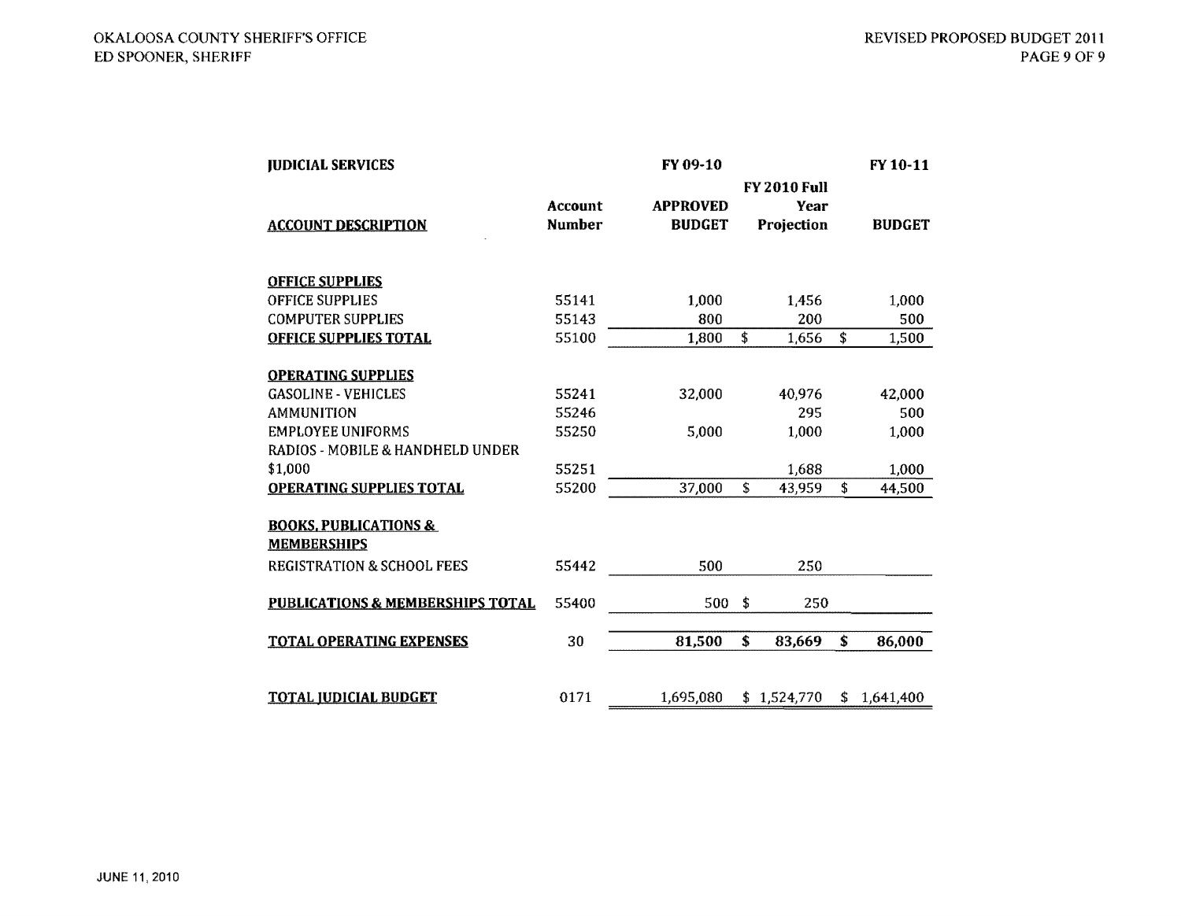| JUDICIAL SERVICES | | FY 09-10 | | FY 10-11 |
|---|---|---|---|---|
| ACCOUNT DESCRIPTION | Account Number | APPROVED BUDGET | FY 2010 Full Year Projection | BUDGET |
| **OFFICE SUPPLIES** | | | | |
| OFFICE SUPPLIES | 55141 | 1,000 | 1,456 | 1,000 |
| COMPUTER SUPPLIES | 55143 | 800 | 200 | 500 |
| **OFFICE SUPPLIES TOTAL** | 55100 | 1,800 | $ 1,656 | $ 1,500 |
| **OPERATING SUPPLIES** | | | | |
| GASOLINE - VEHICLES | 55241 | 32,000 | 40,976 | 42,000 |
| AMMUNITION | 55246 | | 295 | 500 |
| EMPLOYEE UNIFORMS | 55250 | 5,000 | 1,000 | 1,000 |
| RADIOS - MOBILE & HANDHELD UNDER $1,000 | 55251 | | 1,688 | 1,000 |
| **OPERATING SUPPLIES TOTAL** | 55200 | 37,000 | $ 43,959 | $ 44,500 |
| **BOOKS, PUBLICATIONS & MEMBERSHIPS** | | | | |
| REGISTRATION & SCHOOL FEES | 55442 | 500 | 250 | |
| **PUBLICATIONS & MEMBERSHIPS TOTAL** | 55400 | 500 | $ 250 | |
| **TOTAL OPERATING EXPENSES** | 30 | **81,500** | **$ 83,669** | **$ 86,000** |
| **TOTAL JUDICIAL BUDGET** | 0171 | 1,695,080 | $ 1,524,770 | $ 1,641,400 |

JUNE 11, 2010